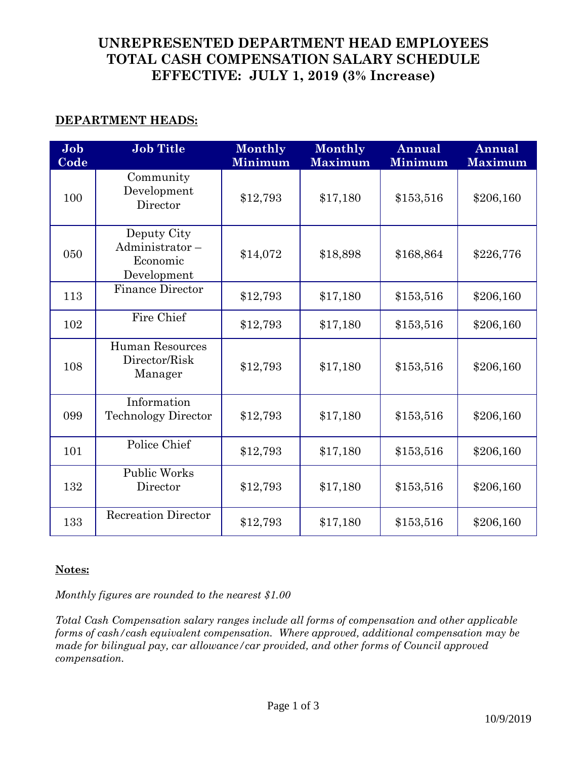# UNREPRESENTED DEPARTMENT HEAD EMPLOYEES
# TOTAL CASH COMPENSATION SALARY SCHEDULE
# EFFECTIVE: JULY 1, 2019 (3% Increase)

**DEPARTMENT HEADS:**

| Job Code | Job Title | Monthly Minimum | Monthly Maximum | Annual Minimum | Annual Maximum |
|---|---|---|---|---|---|
| 100 | Community Development Director | $12,793 | $17,180 | $153,516 | $206,160 |
| 050 | Deputy City Administrator – Economic Development | $14,072 | $18,898 | $168,864 | $226,776 |
| 113 | Finance Director | $12,793 | $17,180 | $153,516 | $206,160 |
| 102 | Fire Chief | $12,793 | $17,180 | $153,516 | $206,160 |
| 108 | Human Resources Director/Risk Manager | $12,793 | $17,180 | $153,516 | $206,160 |
| 099 | Information Technology Director | $12,793 | $17,180 | $153,516 | $206,160 |
| 101 | Police Chief | $12,793 | $17,180 | $153,516 | $206,160 |
| 132 | Public Works Director | $12,793 | $17,180 | $153,516 | $206,160 |
| 133 | Recreation Director | $12,793 | $17,180 | $153,516 | $206,160 |

**Notes:**

*Monthly figures are rounded to the nearest $1.00*

*Total Cash Compensation salary ranges include all forms of compensation and other applicable forms of cash/cash equivalent compensation. Where approved, additional compensation may be made for bilingual pay, car allowance/car provided, and other forms of Council approved compensation.*

10/9/2019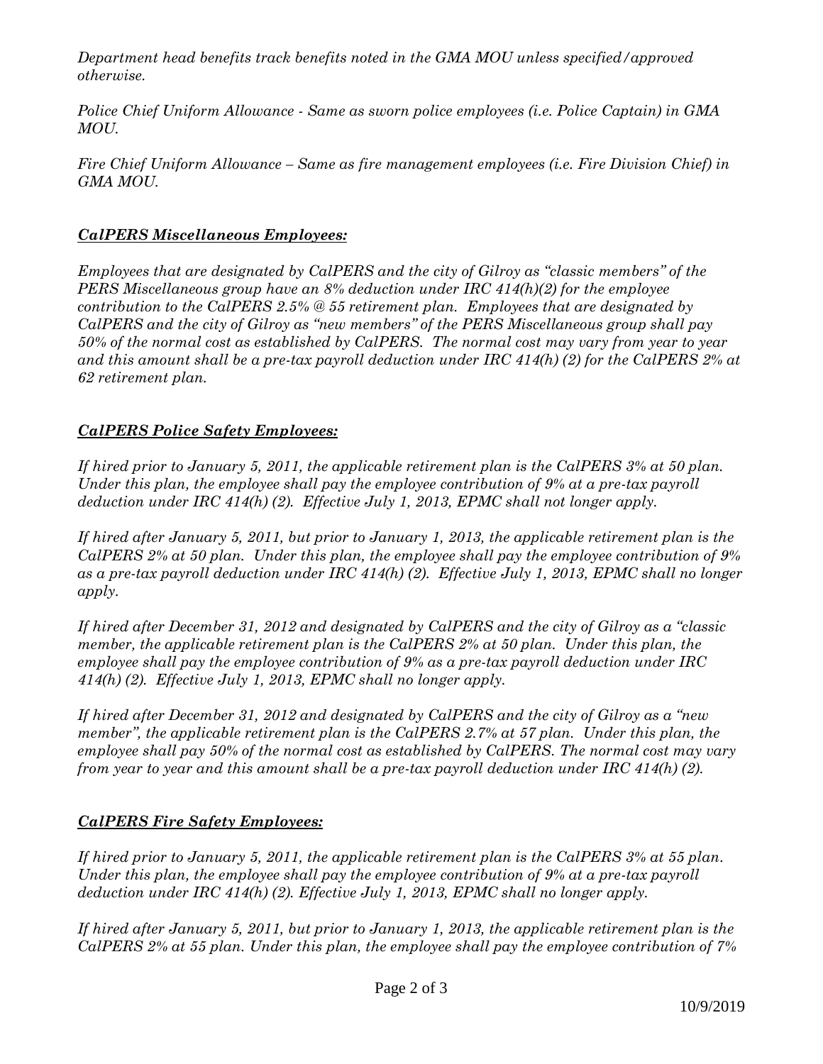*Department head benefits track benefits noted in the GMA MOU unless specified/approved otherwise.*

*Police Chief Uniform Allowance - Same as sworn police employees (i.e. Police Captain) in GMA MOU.*

*Fire Chief Uniform Allowance – Same as fire management employees (i.e. Fire Division Chief) in GMA MOU.*

***CalPERS Miscellaneous Employees:***

*Employees that are designated by CalPERS and the city of Gilroy as "classic members" of the PERS Miscellaneous group have an 8% deduction under IRC 414(h)(2) for the employee contribution to the CalPERS 2.5% @ 55 retirement plan. Employees that are designated by CalPERS and the city of Gilroy as "new members" of the PERS Miscellaneous group shall pay 50% of the normal cost as established by CalPERS. The normal cost may vary from year to year and this amount shall be a pre-tax payroll deduction under IRC 414(h) (2) for the CalPERS 2% at 62 retirement plan.*

***CalPERS Police Safety Employees:***

*If hired prior to January 5, 2011, the applicable retirement plan is the CalPERS 3% at 50 plan. Under this plan, the employee shall pay the employee contribution of 9% at a pre-tax payroll deduction under IRC 414(h) (2). Effective July 1, 2013, EPMC shall not longer apply.*

*If hired after January 5, 2011, but prior to January 1, 2013, the applicable retirement plan is the CalPERS 2% at 50 plan. Under this plan, the employee shall pay the employee contribution of 9% as a pre-tax payroll deduction under IRC 414(h) (2). Effective July 1, 2013, EPMC shall no longer apply.*

*If hired after December 31, 2012 and designated by CalPERS and the city of Gilroy as a "classic member, the applicable retirement plan is the CalPERS 2% at 50 plan. Under this plan, the employee shall pay the employee contribution of 9% as a pre-tax payroll deduction under IRC 414(h) (2). Effective July 1, 2013, EPMC shall no longer apply.*

*If hired after December 31, 2012 and designated by CalPERS and the city of Gilroy as a "new member", the applicable retirement plan is the CalPERS 2.7% at 57 plan. Under this plan, the employee shall pay 50% of the normal cost as established by CalPERS. The normal cost may vary from year to year and this amount shall be a pre-tax payroll deduction under IRC 414(h) (2).*

***CalPERS Fire Safety Employees:***

*If hired prior to January 5, 2011, the applicable retirement plan is the CalPERS 3% at 55 plan. Under this plan, the employee shall pay the employee contribution of 9% at a pre-tax payroll deduction under IRC 414(h) (2). Effective July 1, 2013, EPMC shall no longer apply.*

*If hired after January 5, 2011, but prior to January 1, 2013, the applicable retirement plan is the CalPERS 2% at 55 plan. Under this plan, the employee shall pay the employee contribution of 7%*

10/9/2019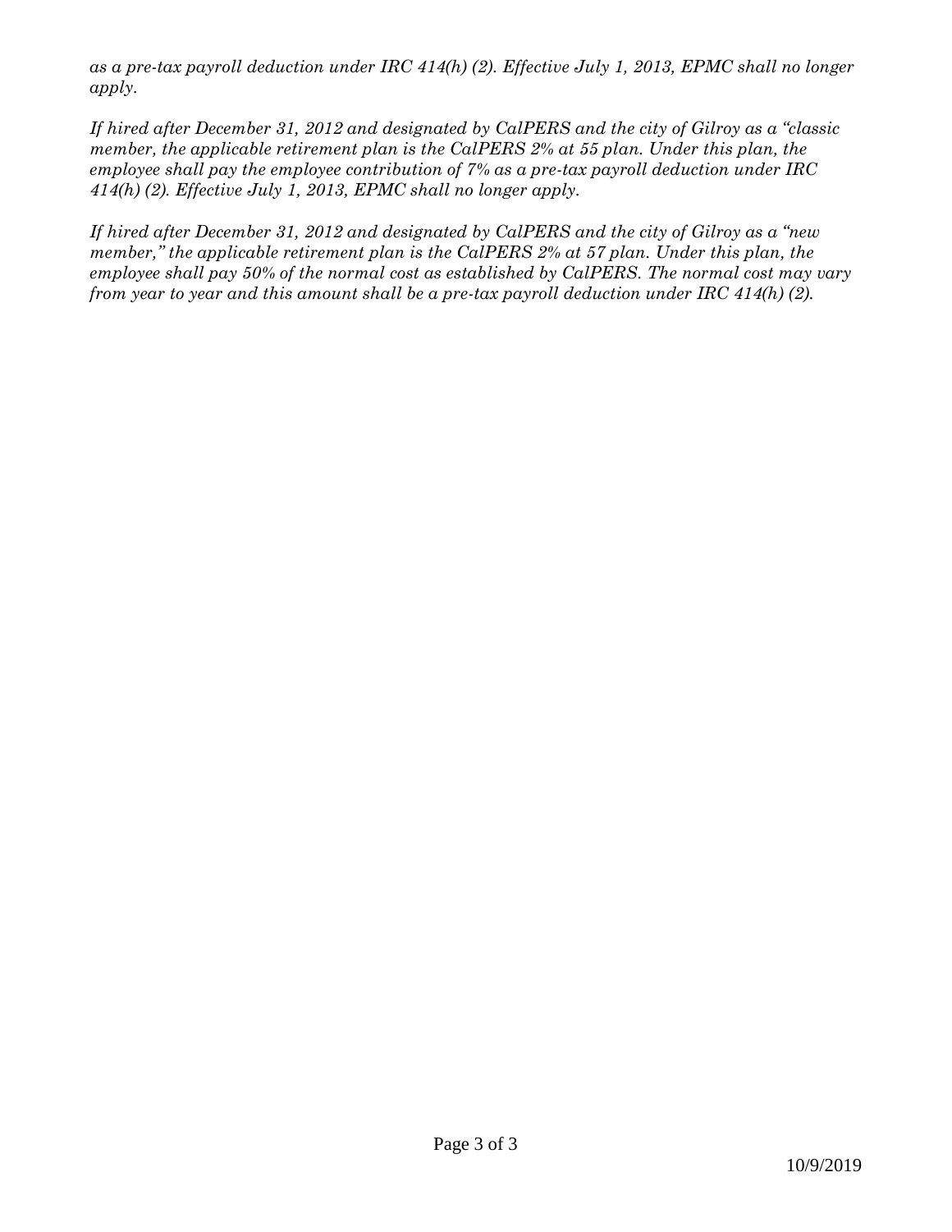*as a pre-tax payroll deduction under IRC 414(h) (2). Effective July 1, 2013, EPMC shall no longer apply.*

*If hired after December 31, 2012 and designated by CalPERS and the city of Gilroy as a "classic member, the applicable retirement plan is the CalPERS 2% at 55 plan. Under this plan, the employee shall pay the employee contribution of 7% as a pre-tax payroll deduction under IRC 414(h) (2). Effective July 1, 2013, EPMC shall no longer apply.*

*If hired after December 31, 2012 and designated by CalPERS and the city of Gilroy as a "new member," the applicable retirement plan is the CalPERS 2% at 57 plan. Under this plan, the employee shall pay 50% of the normal cost as established by CalPERS. The normal cost may vary from year to year and this amount shall be a pre-tax payroll deduction under IRC 414(h) (2).*

10/9/2019